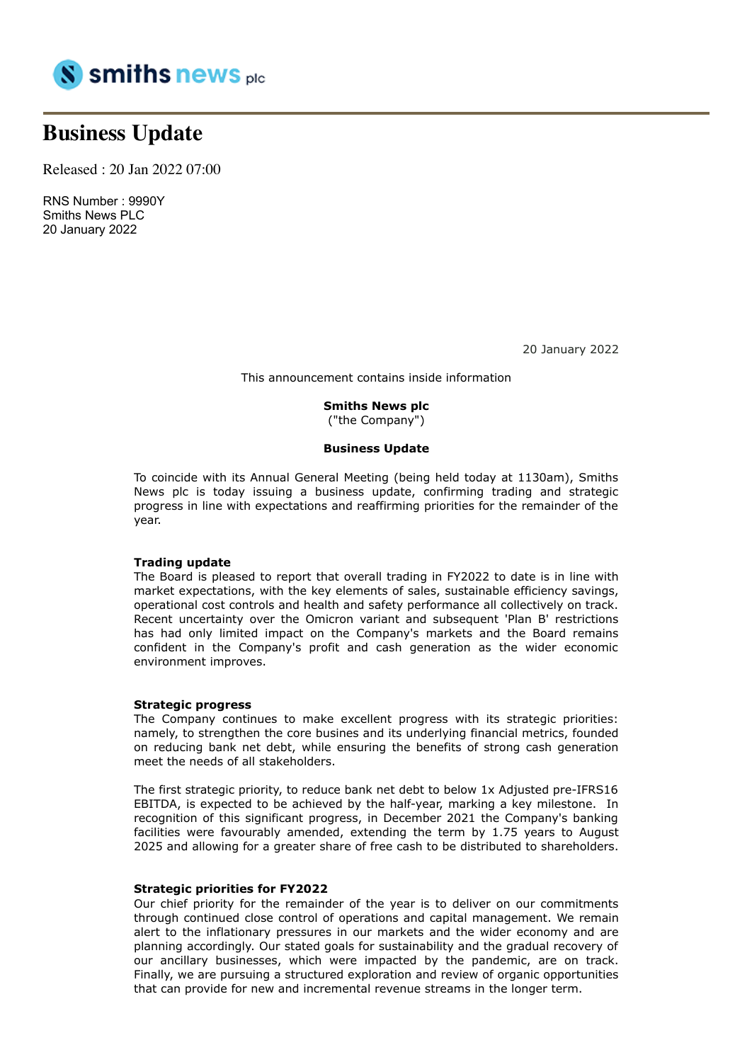# Business Update

Released : 20 Jan 2022 07:00

RNS Number : 9990Y
Smiths News PLC
20 January 2022

20 January 2022

This announcement contains inside information

**Smiths News plc**
("the Company")

**Business Update**

To coincide with its Annual General Meeting (being held today at 1130am), Smiths News plc is today issuing a business update, confirming trading and strategic progress in line with expectations and reaffirming priorities for the remainder of the year.

**Trading update**

The Board is pleased to report that overall trading in FY2022 to date is in line with market expectations, with the key elements of sales, sustainable efficiency savings, operational cost controls and health and safety performance all collectively on track. Recent uncertainty over the Omicron variant and subsequent 'Plan B' restrictions has had only limited impact on the Company's markets and the Board remains confident in the Company's profit and cash generation as the wider economic environment improves.

**Strategic progress**

The Company continues to make excellent progress with its strategic priorities: namely, to strengthen the core busines and its underlying financial metrics, founded on reducing bank net debt, while ensuring the benefits of strong cash generation meet the needs of all stakeholders.

The first strategic priority, to reduce bank net debt to below 1x Adjusted pre-IFRS16 EBITDA, is expected to be achieved by the half-year, marking a key milestone. In recognition of this significant progress, in December 2021 the Company's banking facilities were favourably amended, extending the term by 1.75 years to August 2025 and allowing for a greater share of free cash to be distributed to shareholders.

**Strategic priorities for FY2022**

Our chief priority for the remainder of the year is to deliver on our commitments through continued close control of operations and capital management. We remain alert to the inflationary pressures in our markets and the wider economy and are planning accordingly. Our stated goals for sustainability and the gradual recovery of our ancillary businesses, which were impacted by the pandemic, are on track. Finally, we are pursuing a structured exploration and review of organic opportunities that can provide for new and incremental revenue streams in the longer term.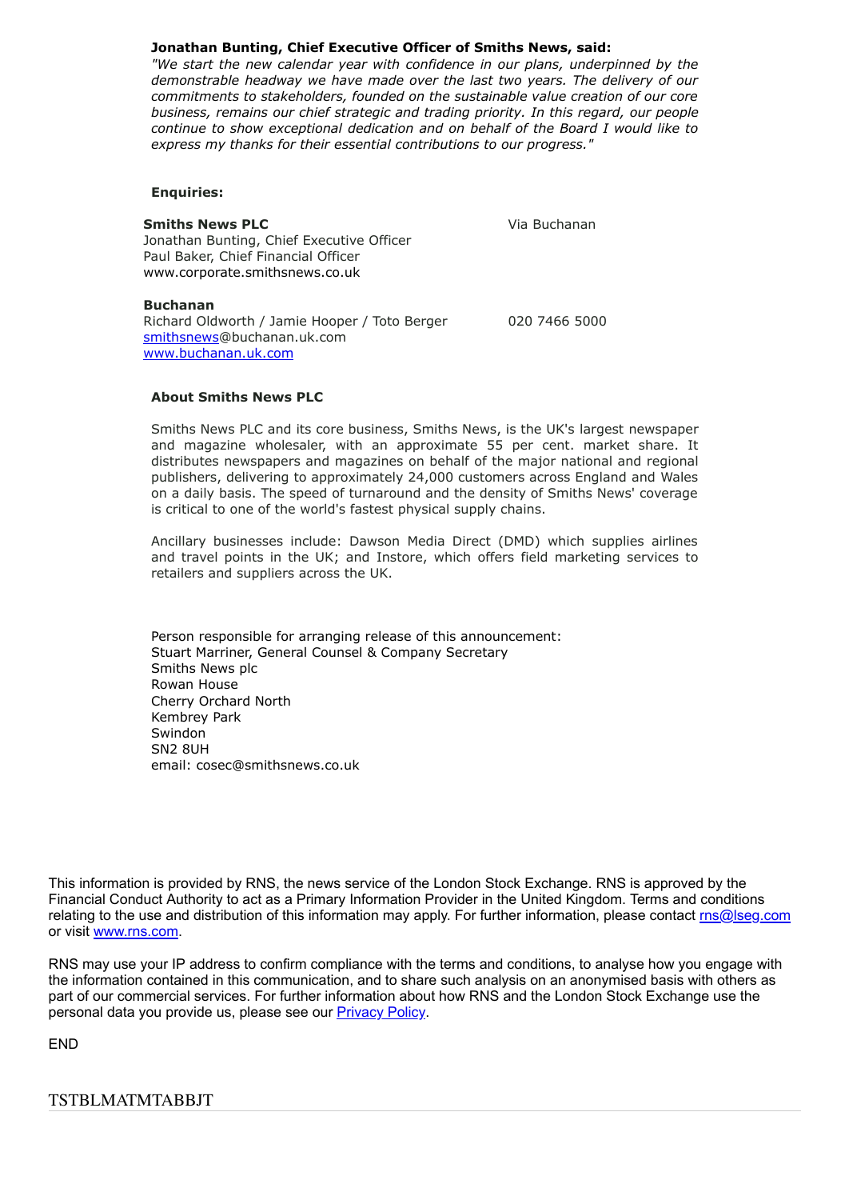**Jonathan Bunting, Chief Executive Officer of Smiths News, said:**

*"We start the new calendar year with confidence in our plans, underpinned by the demonstrable headway we have made over the last two years. The delivery of our commitments to stakeholders, founded on the sustainable value creation of our core business, remains our chief strategic and trading priority. In this regard, our people continue to show exceptional dedication and on behalf of the Board I would like to express my thanks for their essential contributions to our progress."*

**Enquiries:**

| | |
|---|---|
| **Smiths News PLC**<br>Jonathan Bunting, Chief Executive Officer<br>Paul Baker, Chief Financial Officer<br>www.corporate.smithsnews.co.uk | Via Buchanan |
| **Buchanan**<br>Richard Oldworth / Jamie Hooper / Toto Berger<br>smithsnews@buchanan.uk.com<br>www.buchanan.uk.com | 020 7466 5000 |

**About Smiths News PLC**

Smiths News PLC and its core business, Smiths News, is the UK's largest newspaper and magazine wholesaler, with an approximate 55 per cent. market share. It distributes newspapers and magazines on behalf of the major national and regional publishers, delivering to approximately 24,000 customers across England and Wales on a daily basis. The speed of turnaround and the density of Smiths News' coverage is critical to one of the world's fastest physical supply chains.

Ancillary businesses include: Dawson Media Direct (DMD) which supplies airlines and travel points in the UK; and Instore, which offers field marketing services to retailers and suppliers across the UK.

Person responsible for arranging release of this announcement:
Stuart Marriner, General Counsel & Company Secretary
Smiths News plc
Rowan House
Cherry Orchard North
Kembrey Park
Swindon
SN2 8UH
email: cosec@smithsnews.co.uk

This information is provided by RNS, the news service of the London Stock Exchange. RNS is approved by the Financial Conduct Authority to act as a Primary Information Provider in the United Kingdom. Terms and conditions relating to the use and distribution of this information may apply. For further information, please contact rns@lseg.com or visit www.rns.com.

RNS may use your IP address to confirm compliance with the terms and conditions, to analyse how you engage with the information contained in this communication, and to share such analysis on an anonymised basis with others as part of our commercial services. For further information about how RNS and the London Stock Exchange use the personal data you provide us, please see our Privacy Policy.

END

TSTBLMATMTABBJT